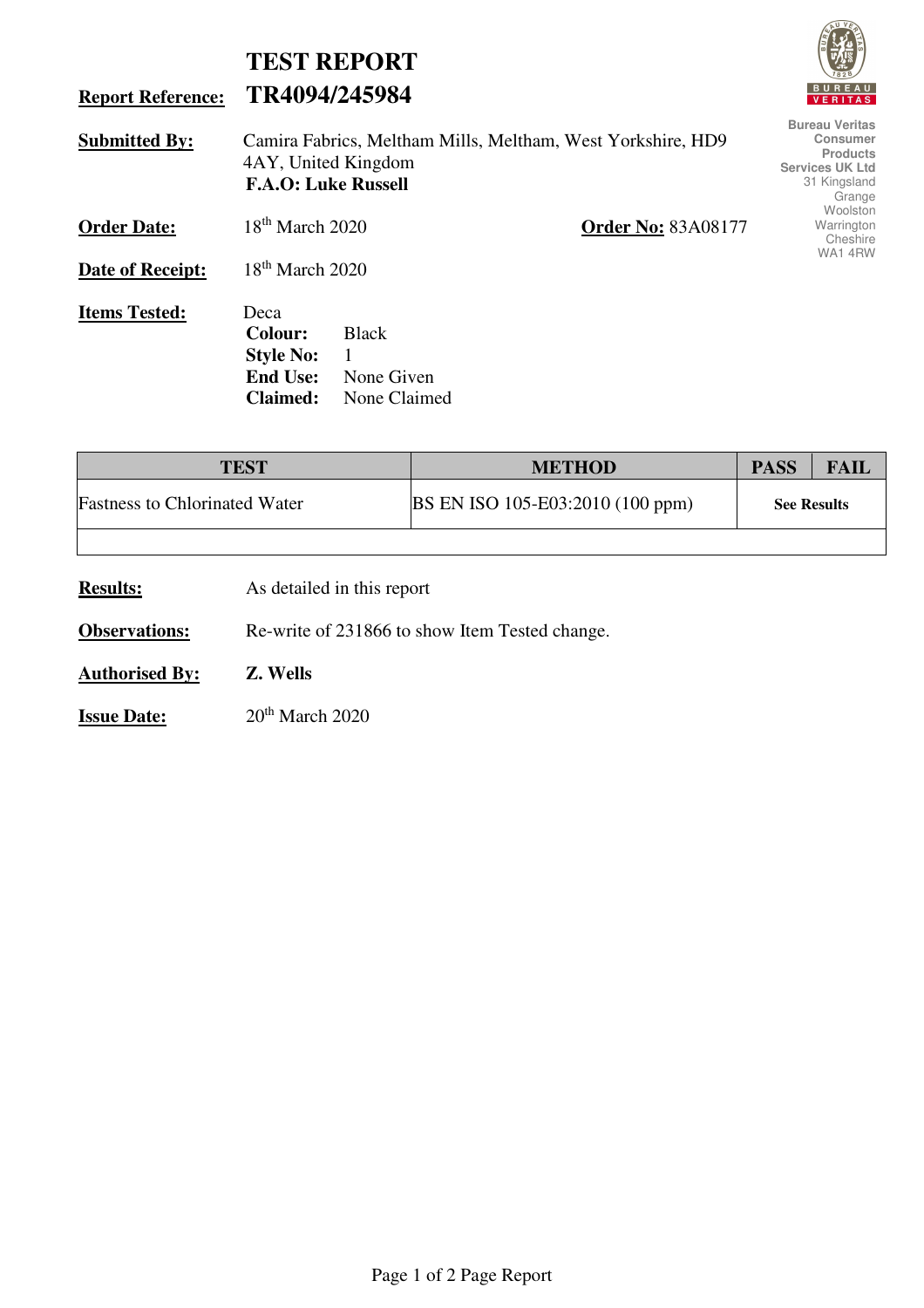# TEST REPORT

**Report Reference: TR4094/245984**

Bureau Veritas Consumer Products Services UK Ltd
31 Kingsland Grange
Woolston
Warrington
Cheshire
WA1 4RW

**Submitted By:** Camira Fabrics, Meltham Mills, Meltham, West Yorkshire, HD9 4AY, United Kingdom
**F.A.O: Luke Russell**

**Order Date:** 18th March 2020 **Order No:** 83A08177

**Date of Receipt:** 18th March 2020

**Items Tested:** Deca
**Colour:** Black
**Style No:** 1
**End Use:** None Given
**Claimed:** None Claimed

| TEST | METHOD | PASS | FAIL |
|---|---|---|---|
| Fastness to Chlorinated Water | BS EN ISO 105-E03:2010 (100 ppm) | **See Results** | |
| | | | |

**Results:** As detailed in this report

**Observations:** Re-write of 231866 to show Item Tested change.

**Authorised By:** **Z. Wells**

**Issue Date:** 20th March 2020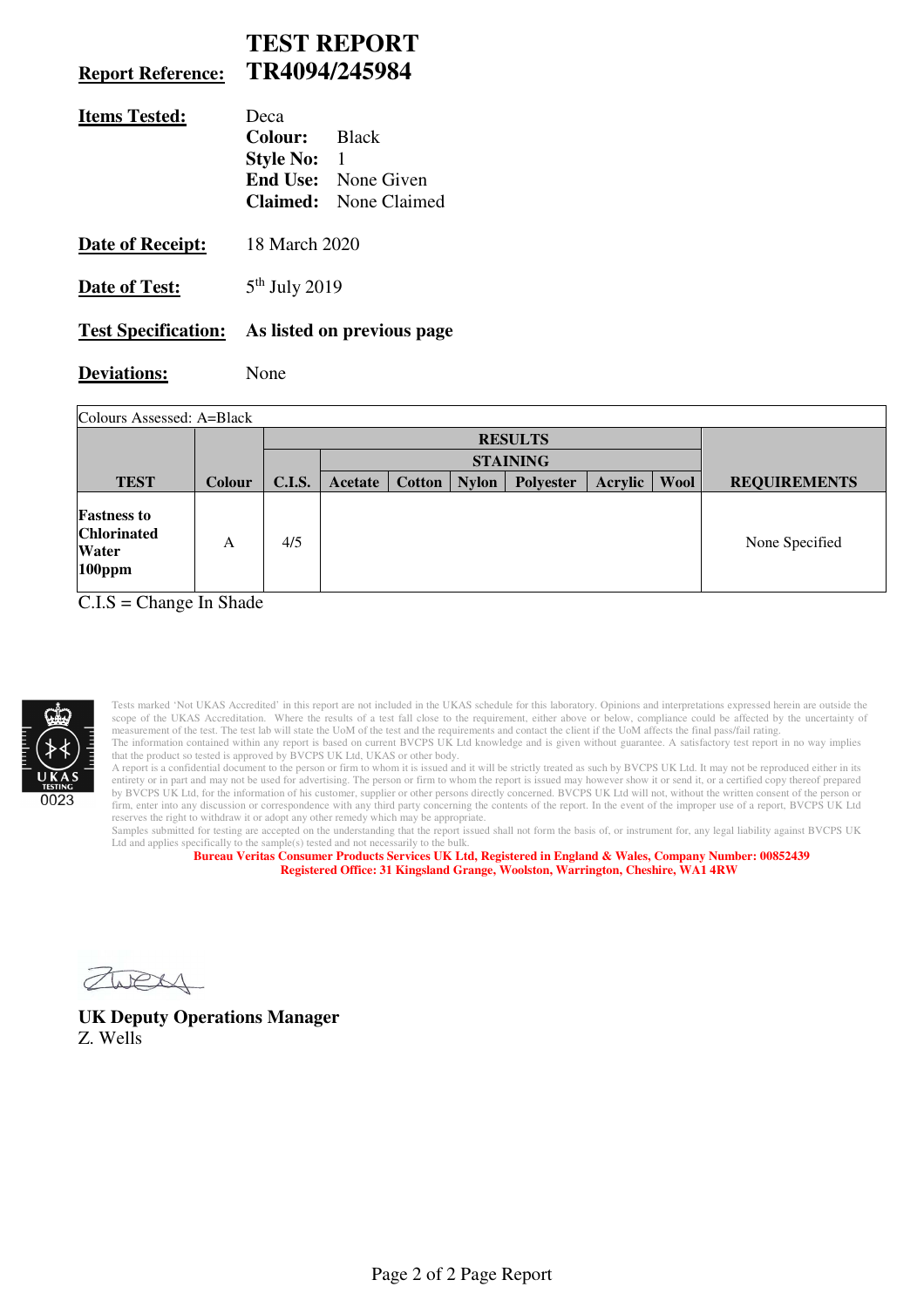# TEST REPORT

**Report Reference:** **TR4094/245984**

**Items Tested:** Deca
**Colour:** Black
**Style No:** 1
**End Use:** None Given
**Claimed:** None Claimed

**Date of Receipt:** 18 March 2020

**Date of Test:** 5th July 2019

**Test Specification:** **As listed on previous page**

**Deviations:** None

| Colours Assessed: A=Black | | | | | | | | | | |
|---|---|---|---|---|---|---|---|---|---|---|
| | | **RESULTS** | | | | | | | | |
| | | | **STAINING** | | | | | | | |
| **TEST** | **Colour** | **C.I.S.** | **Acetate** | **Cotton** | **Nylon** | **Polyester** | **Acrylic** | **Wool** | **REQUIREMENTS** |
| **Fastness to Chlorinated Water 100ppm** | A | 4/5 | | | | | | | None Specified |

C.I.S = Change In Shade

UKAS TESTING 0023

Tests marked 'Not UKAS Accredited' in this report are not included in the UKAS schedule for this laboratory. Opinions and interpretations expressed herein are outside the scope of the UKAS Accreditation. Where the results of a test fall close to the requirement, either above or below, compliance could be affected by the uncertainty of measurement of the test. The test lab will state the UoM of the test and the requirements and contact the client if the UoM affects the final pass/fail rating.
The information contained within any report is based on current BVCPS UK Ltd knowledge and is given without guarantee. A satisfactory test report in no way implies that the product so tested is approved by BVCPS UK Ltd, UKAS or other body.
A report is a confidential document to the person or firm to whom it is issued and it will be strictly treated as such by BVCPS UK Ltd. It may not be reproduced either in its entirety or in part and may not be used for advertising. The person or firm to whom the report is issued may however show it or send it, or a certified copy thereof prepared by BVCPS UK Ltd, for the information of his customer, supplier or other persons directly concerned. BVCPS UK Ltd will not, without the written consent of the person or firm, enter into any discussion or correspondence with any third party concerning the contents of the report. In the event of the improper use of a report, BVCPS UK Ltd reserves the right to withdraw it or adopt any other remedy which may be appropriate.
Samples submitted for testing are accepted on the understanding that the report issued shall not form the basis of, or instrument for, any legal liability against BVCPS UK Ltd and applies specifically to the sample(s) tested and not necessarily to the bulk.

**Bureau Veritas Consumer Products Services UK Ltd, Registered in England & Wales, Company Number: 00852439**
**Registered Office: 31 Kingsland Grange, Woolston, Warrington, Cheshire, WA1 4RW**

**UK Deputy Operations Manager**
Z. Wells